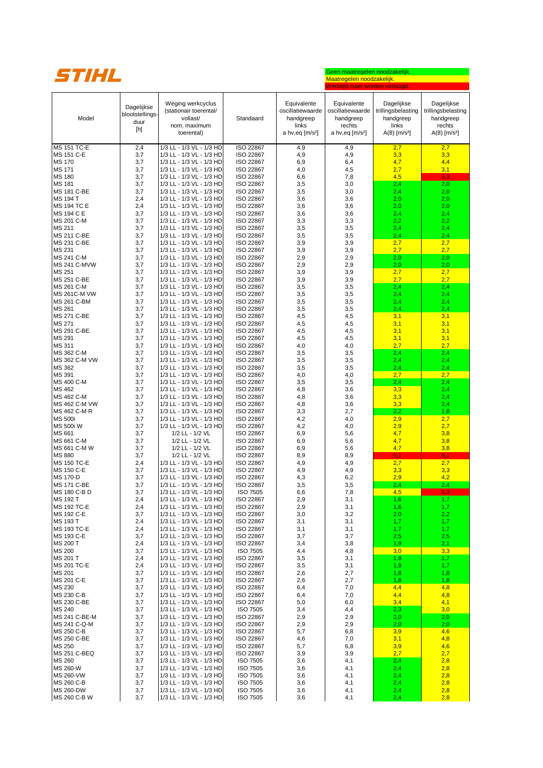**STIHL**

Geen maatregelen noodzakelijk.
Maatregelen noodzakelijk.
Werktijd moet worden verlaagd.

| Model | Dagelijkse blootstellings-duur [h] | Weging werkcyclus (stationair toerental/ vollast/ nom. maximum toerental) | Standaard | Equivalente oscillatiewaarde handgreep links a hv,eq [m/s²] | Equivalente oscillatiewaarde handgreep rechts a hv,eq [m/s²] | Dagelijkse trillingsbelasting handgreep links A(8) [m/s²] | Dagelijkse trillingsbelasting handgreep rechts A(8) [m/s²] |
|---|---|---|---|---|---|---|---|
| MS 151 TC-E | 2,4 | 1/3 LL - 1/3 VL - 1/3 HD | ISO 22867 | 4,9 | 4,9 | 2,7 | 2,7 |
| MS 151 C-E | 3,7 | 1/3 LL - 1/3 VL - 1/3 HD | ISO 22867 | 4,9 | 4,9 | 3,3 | 3,3 |
| MS 170 | 3,7 | 1/3 LL - 1/3 VL - 1/3 HD | ISO 22867 | 6,9 | 6,4 | 4,7 | 4,4 |
| MS 171 | 3,7 | 1/3 LL - 1/3 VL - 1/3 HD | ISO 22867 | 4,0 | 4,5 | 2,7 | 3,1 |
| MS 180 | 3,7 | 1/3 LL - 1/3 VL - 1/3 HD | ISO 22867 | 6,6 | 7,8 | 4,5 | 5,3 |
| MS 181 | 3,7 | 1/3 LL - 1/3 VL - 1/3 HD | ISO 22867 | 3,5 | 3,0 | 2,4 | 2,0 |
| MS 181 C-BE | 3,7 | 1/3 LL - 1/3 VL - 1/3 HD | ISO 22867 | 3,5 | 3,0 | 2,4 | 2,0 |
| MS 194 T | 2,4 | 1/3 LL - 1/3 VL - 1/3 HD | ISO 22867 | 3,6 | 3,6 | 2,0 | 2,0 |
| MS 194 TC E | 2,4 | 1/3 LL - 1/3 VL - 1/3 HD | ISO 22867 | 3,6 | 3,6 | 2,0 | 2,0 |
| MS 194 C E | 3,7 | 1/3 LL - 1/3 VL - 1/3 HD | ISO 22867 | 3,6 | 3,6 | 2,4 | 2,4 |
| MS 201 C-M | 3,7 | 1/3 LL - 1/3 VL - 1/3 HD | ISO 22867 | 3,3 | 3,3 | 2,2 | 2,2 |
| MS 211 | 3,7 | 1/3 LL - 1/3 VL - 1/3 HD | ISO 22867 | 3,5 | 3,5 | 2,4 | 2,4 |
| MS 211 C-BE | 3,7 | 1/3 LL - 1/3 VL - 1/3 HD | ISO 22867 | 3,5 | 3,5 | 2,4 | 2,4 |
| MS 231 C-BE | 3,7 | 1/3 LL - 1/3 VL - 1/3 HD | ISO 22867 | 3,9 | 3,9 | 2,7 | 2,7 |
| MS 231 | 3,7 | 1/3 LL - 1/3 VL - 1/3 HD | ISO 22867 | 3,9 | 3,9 | 2,7 | 2,7 |
| MS 241 C-M | 3,7 | 1/3 LL - 1/3 VL - 1/3 HD | ISO 22867 | 2,9 | 2,9 | 2,0 | 2,0 |
| MS 241 C-MVW | 3,7 | 1/3 LL - 1/3 VL - 1/3 HD | ISO 22867 | 2,9 | 2,9 | 2,0 | 2,0 |
| MS 251 | 3,7 | 1/3 LL - 1/3 VL - 1/3 HD | ISO 22867 | 3,9 | 3,9 | 2,7 | 2,7 |
| MS 251 C-BE | 3,7 | 1/3 LL - 1/3 VL - 1/3 HD | ISO 22867 | 3,9 | 3,9 | 2,7 | 2,7 |
| MS 261 C-M | 3,7 | 1/3 LL - 1/3 VL - 1/3 HD | ISO 22867 | 3,5 | 3,5 | 2,4 | 2,4 |
| MS 261C-M VW | 3,7 | 1/3 LL - 1/3 VL - 1/3 HD | ISO 22867 | 3,5 | 3,5 | 2,4 | 2,4 |
| MS 261 C-BM | 3,7 | 1/3 LL - 1/3 VL - 1/3 HD | ISO 22867 | 3,5 | 3,5 | 2,4 | 2,4 |
| MS 261 | 3,7 | 1/3 LL - 1/3 VL - 1/3 HD | ISO 22867 | 3,5 | 3,5 | 2,4 | 2,4 |
| MS 271 C-BE | 3,7 | 1/3 LL - 1/3 VL - 1/3 HD | ISO 22867 | 4,5 | 4,5 | 3,1 | 3,1 |
| MS 271 | 3,7 | 1/3 LL - 1/3 VL - 1/3 HD | ISO 22867 | 4,5 | 4,5 | 3,1 | 3,1 |
| MS 291 C-BE | 3,7 | 1/3 LL - 1/3 VL - 1/3 HD | ISO 22867 | 4,5 | 4,5 | 3,1 | 3,1 |
| MS 291 | 3,7 | 1/3 LL - 1/3 VL - 1/3 HD | ISO 22867 | 4,5 | 4,5 | 3,1 | 3,1 |
| MS 311 | 3,7 | 1/3 LL - 1/3 VL - 1/3 HD | ISO 22867 | 4,0 | 4,0 | 2,7 | 2,7 |
| MS 362 C-M | 3,7 | 1/3 LL - 1/3 VL - 1/3 HD | ISO 22867 | 3,5 | 3,5 | 2,4 | 2,4 |
| MS 362 C-M VW | 3,7 | 1/3 LL - 1/3 VL - 1/3 HD | ISO 22867 | 3,5 | 3,5 | 2,4 | 2,4 |
| MS 362 | 3,7 | 1/3 LL - 1/3 VL - 1/3 HD | ISO 22867 | 3,5 | 3,5 | 2,4 | 2,4 |
| MS 391 | 3,7 | 1/3 LL - 1/3 VL - 1/3 HD | ISO 22867 | 4,0 | 4,0 | 2,7 | 2,7 |
| MS 400 C-M | 3,7 | 1/3 LL - 1/3 VL - 1/3 HD | ISO 22867 | 3,5 | 3,5 | 2,4 | 2,4 |
| MS 462 | 3,7 | 1/3 LL - 1/3 VL - 1/3 HD | ISO 22867 | 4,8 | 3,6 | 3,3 | 2,4 |
| MS 462 C-M | 3,7 | 1/3 LL - 1/3 VL - 1/3 HD | ISO 22867 | 4,8 | 3,6 | 3,3 | 2,4 |
| MS 462 C-M VW | 3,7 | 1/3 LL - 1/3 VL - 1/3 HD | ISO 22867 | 4,8 | 3,6 | 3,3 | 2,4 |
| MS 462 C-M R | 3,7 | 1/3 LL - 1/3 VL - 1/3 HD | ISO 22867 | 3,3 | 2,7 | 2,2 | 1,8 |
| MS 500i | 3,7 | 1/3 LL - 1/3 VL - 1/3 HD | ISO 22867 | 4,2 | 4,0 | 2,9 | 2,7 |
| MS 500i W | 3,7 | 1/3 LL - 1/3 VL - 1/3 HD | ISO 22867 | 4,2 | 4,0 | 2,9 | 2,7 |
| MS 661 | 3,7 | 1/2 LL - 1/2 VL | ISO 22867 | 6,9 | 5,6 | 4,7 | 3,8 |
| MS 661 C-M | 3,7 | 1/2 LL - 1/2 VL | ISO 22867 | 6,9 | 5,6 | 4,7 | 3,8 |
| MS 661 C-M W | 3,7 | 1/2 LL - 1/2 VL | ISO 22867 | 6,9 | 5,6 | 4,7 | 3,8 |
| MS 880 | 3,7 | 1/2 LL - 1/2 VL | ISO 22867 | 8,9 | 8,9 | 6,1 | 6,1 |
| MS 150 TC-E | 2,4 | 1/3 LL - 1/3 VL - 1/3 HD | ISO 22867 | 4,9 | 4,9 | 2,7 | 2,7 |
| MS 150 C-E | 3,7 | 1/3 LL - 1/3 VL - 1/3 HD | ISO 22867 | 4,9 | 4,9 | 3,3 | 3,3 |
| MS 170-D | 3,7 | 1/3 LL - 1/3 VL - 1/3 HD | ISO 22867 | 4,3 | 6,2 | 2,9 | 4,2 |
| MS 171 C-BE | 3,7 | 1/3 LL - 1/3 VL - 1/3 HD | ISO 22867 | 3,5 | 3,5 | 2,4 | 2,4 |
| MS 180 C-B D | 3,7 | 1/3 LL - 1/3 VL - 1/3 HD | ISO 7505 | 6,6 | 7,8 | 4,5 | 5,3 |
| MS 192 T | 2,4 | 1/3 LL - 1/3 VL - 1/3 HD | ISO 22867 | 2,9 | 3,1 | 1,6 | 1,7 |
| MS 192 TC-E | 2,4 | 1/3 LL - 1/3 VL - 1/3 HD | ISO 22867 | 2,9 | 3,1 | 1,6 | 1,7 |
| MS 192 C-E | 3,7 | 1/3 LL - 1/3 VL - 1/3 HD | ISO 22867 | 3,0 | 3,2 | 2,0 | 2,2 |
| MS 193 T | 2,4 | 1/3 LL - 1/3 VL - 1/3 HD | ISO 22867 | 3,1 | 3,1 | 1,7 | 1,7 |
| MS 193 TC-E | 2,4 | 1/3 LL - 1/3 VL - 1/3 HD | ISO 22867 | 3,1 | 3,1 | 1,7 | 1,7 |
| MS 193 C-E | 3,7 | 1/3 LL - 1/3 VL - 1/3 HD | ISO 22867 | 3,7 | 3,7 | 2,5 | 2,5 |
| MS 200 T | 2,4 | 1/3 LL - 1/3 VL - 1/3 HD | ISO 22867 | 3,4 | 3,8 | 1,9 | 2,1 |
| MS 200 | 3,7 | 1/3 LL - 1/3 VL - 1/3 HD | ISO 7505 | 4,4 | 4,8 | 3,0 | 3,3 |
| MS 201 T | 2,4 | 1/3 LL - 1/3 VL - 1/3 HD | ISO 22867 | 3,5 | 3,1 | 1,9 | 1,7 |
| MS 201 TC-E | 2,4 | 1/3 LL - 1/3 VL - 1/3 HD | ISO 22867 | 3,5 | 3,1 | 1,9 | 1,7 |
| MS 201 | 3,7 | 1/3 LL - 1/3 VL - 1/3 HD | ISO 22867 | 2,6 | 2,7 | 1,8 | 1,8 |
| MS 201 C-E | 3,7 | 1/3 LL - 1/3 VL - 1/3 HD | ISO 22867 | 2,6 | 2,7 | 1,8 | 1,8 |
| MS 230 | 3,7 | 1/3 LL - 1/3 VL - 1/3 HD | ISO 22867 | 6,4 | 7,0 | 4,4 | 4,8 |
| MS 230 C-B | 3,7 | 1/3 LL - 1/3 VL - 1/3 HD | ISO 22867 | 6,4 | 7,0 | 4,4 | 4,8 |
| MS 230 C-BE | 3,7 | 1/3 LL - 1/3 VL - 1/3 HD | ISO 22867 | 5,0 | 6,0 | 3,4 | 4,1 |
| MS 240 | 3,7 | 1/3 LL - 1/3 VL - 1/3 HD | ISO 7505 | 3,4 | 4,4 | 2,3 | 3,0 |
| MS 241 C-BE-M | 3,7 | 1/3 LL - 1/3 VL - 1/3 HD | ISO 22867 | 2,9 | 2,9 | 2,0 | 2,0 |
| MS 241 C-Q-M | 3,7 | 1/3 LL - 1/3 VL - 1/3 HD | ISO 22867 | 2,9 | 2,9 | 2,0 | 2,0 |
| MS 250 C-B | 3,7 | 1/3 LL - 1/3 VL - 1/3 HD | ISO 22867 | 5,7 | 6,8 | 3,9 | 4,6 |
| MS 250 C-BE | 3,7 | 1/3 LL - 1/3 VL - 1/3 HD | ISO 22867 | 4,6 | 7,0 | 3,1 | 4,8 |
| MS 250 | 3,7 | 1/3 LL - 1/3 VL - 1/3 HD | ISO 22867 | 5,7 | 6,8 | 3,9 | 4,6 |
| MS 251 C-BEQ | 3,7 | 1/3 LL - 1/3 VL - 1/3 HD | ISO 22867 | 3,9 | 3,9 | 2,7 | 2,7 |
| MS 260 | 3,7 | 1/3 LL - 1/3 VL - 1/3 HD | ISO 7505 | 3,6 | 4,1 | 2,4 | 2,8 |
| MS 260-W | 3,7 | 1/3 LL - 1/3 VL - 1/3 HD | ISO 7505 | 3,6 | 4,1 | 2,4 | 2,8 |
| MS 260-VW | 3,7 | 1/3 LL - 1/3 VL - 1/3 HD | ISO 7505 | 3,6 | 4,1 | 2,4 | 2,8 |
| MS 260 C-B | 3,7 | 1/3 LL - 1/3 VL - 1/3 HD | ISO 7505 | 3,6 | 4,1 | 2,4 | 2,8 |
| MS 260-DW | 3,7 | 1/3 LL - 1/3 VL - 1/3 HD | ISO 7505 | 3,6 | 4,1 | 2,4 | 2,8 |
| MS 260 C-B W | 3,7 | 1/3 LL - 1/3 VL - 1/3 HD | ISO 7505 | 3,6 | 4,1 | 2,4 | 2,8 |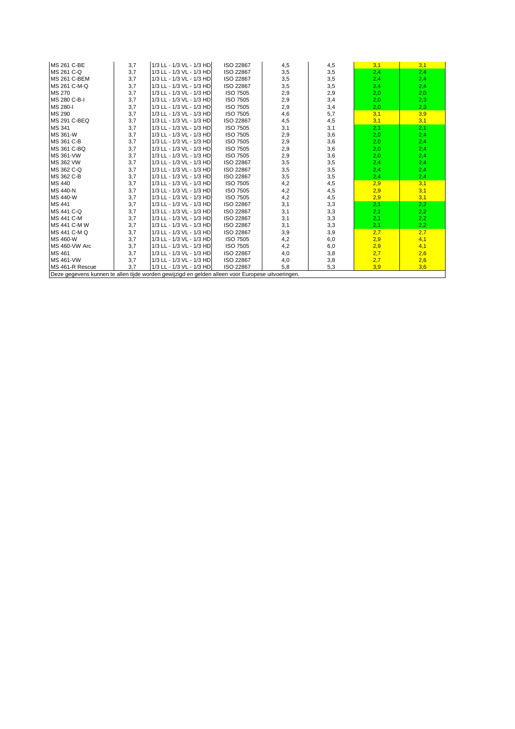| | | | | | | | |
|---|---|---|---|---|---|---|---|
| MS 261 C-BE | 3,7 | 1/3 LL - 1/3 VL - 1/3 HD | ISO 22867 | 4,5 | 4,5 | 3,1 | 3,1 |
| MS 261 C-Q | 3,7 | 1/3 LL - 1/3 VL - 1/3 HD | ISO 22867 | 3,5 | 3,5 | 2,4 | 2,4 |
| MS 261 C-BEM | 3,7 | 1/3 LL - 1/3 VL - 1/3 HD | ISO 22867 | 3,5 | 3,5 | 2,4 | 2,4 |
| MS 261 C-M-Q | 3,7 | 1/3 LL - 1/3 VL - 1/3 HD | ISO 22867 | 3,5 | 3,5 | 2,4 | 2,4 |
| MS 270 | 3,7 | 1/3 LL - 1/3 VL - 1/3 HD | ISO 7505 | 2,9 | 2,9 | 2,0 | 2,0 |
| MS 280 C-B-I | 3,7 | 1/3 LL - 1/3 VL - 1/3 HD | ISO 7505 | 2,9 | 3,4 | 2,0 | 2,3 |
| MS 280-I | 3,7 | 1/3 LL - 1/3 VL - 1/3 HD | ISO 7505 | 2,9 | 3,4 | 2,0 | 2,3 |
| MS 290 | 3,7 | 1/3 LL - 1/3 VL - 1/3 HD | ISO 7505 | 4,6 | 5,7 | 3,1 | 3,9 |
| MS 291 C-BEQ | 3,7 | 1/3 LL - 1/3 VL - 1/3 HD | ISO 22867 | 4,5 | 4,5 | 3,1 | 3,1 |
| MS 341 | 3,7 | 1/3 LL - 1/3 VL - 1/3 HD | ISO 7505 | 3,1 | 3,1 | 2,1 | 2,1 |
| MS 361-W | 3,7 | 1/3 LL - 1/3 VL - 1/3 HD | ISO 7505 | 2,9 | 3,6 | 2,0 | 2,4 |
| MS 361 C-B | 3,7 | 1/3 LL - 1/3 VL - 1/3 HD | ISO 7505 | 2,9 | 3,6 | 2,0 | 2,4 |
| MS 361 C-BQ | 3,7 | 1/3 LL - 1/3 VL - 1/3 HD | ISO 7505 | 2,9 | 3,6 | 2,0 | 2,4 |
| MS 361-VW | 3,7 | 1/3 LL - 1/3 VL - 1/3 HD | ISO 7505 | 2,9 | 3,6 | 2,0 | 2,4 |
| MS 362 VW | 3,7 | 1/3 LL - 1/3 VL - 1/3 HD | ISO 22867 | 3,5 | 3,5 | 2,4 | 2,4 |
| MS 362 C-Q | 3,7 | 1/3 LL - 1/3 VL - 1/3 HD | ISO 22867 | 3,5 | 3,5 | 2,4 | 2,4 |
| MS 362 C-B | 3,7 | 1/3 LL - 1/3 VL - 1/3 HD | ISO 22867 | 3,5 | 3,5 | 2,4 | 2,4 |
| MS 440 | 3,7 | 1/3 LL - 1/3 VL - 1/3 HD | ISO 7505 | 4,2 | 4,5 | 2,9 | 3,1 |
| MS 440-N | 3,7 | 1/3 LL - 1/3 VL - 1/3 HD | ISO 7505 | 4,2 | 4,5 | 2,9 | 3,1 |
| MS 440-W | 3,7 | 1/3 LL - 1/3 VL - 1/3 HD | ISO 7505 | 4,2 | 4,5 | 2,9 | 3,1 |
| MS 441 | 3,7 | 1/3 LL - 1/3 VL - 1/3 HD | ISO 22867 | 3,1 | 3,3 | 2,1 | 2,2 |
| MS 441 C-Q | 3,7 | 1/3 LL - 1/3 VL - 1/3 HD | ISO 22867 | 3,1 | 3,3 | 2,1 | 2,2 |
| MS 441 C-M | 3,7 | 1/3 LL - 1/3 VL - 1/3 HD | ISO 22867 | 3,1 | 3,3 | 2,1 | 2,2 |
| MS 441 C-M W | 3,7 | 1/3 LL - 1/3 VL - 1/3 HD | ISO 22867 | 3,1 | 3,3 | 2,1 | 2,2 |
| MS 441 C-M Q | 3,7 | 1/3 LL - 1/3 VL - 1/3 HD | ISO 22867 | 3,9 | 3,9 | 2,7 | 2,7 |
| MS 460-W | 3,7 | 1/3 LL - 1/3 VL - 1/3 HD | ISO 7505 | 4,2 | 6,0 | 2,9 | 4,1 |
| MS 460-VW Arc | 3,7 | 1/3 LL - 1/3 VL - 1/3 HD | ISO 7505 | 4,2 | 6,0 | 2,9 | 4,1 |
| MS 461 | 3,7 | 1/3 LL - 1/3 VL - 1/3 HD | ISO 22867 | 4,0 | 3,8 | 2,7 | 2,6 |
| MS 461-VW | 3,7 | 1/3 LL - 1/3 VL - 1/3 HD | ISO 22867 | 4,0 | 3,8 | 2,7 | 2,6 |
| MS 461-R Rescue | 3,7 | 1/3 LL - 1/3 VL - 1/3 HD | ISO 22867 | 5,8 | 5,3 | 3,9 | 3,6 |

Deze gegevens kunnen te allen tijde worden gewijzigd en gelden alleen voor Europese uitvoeringen.